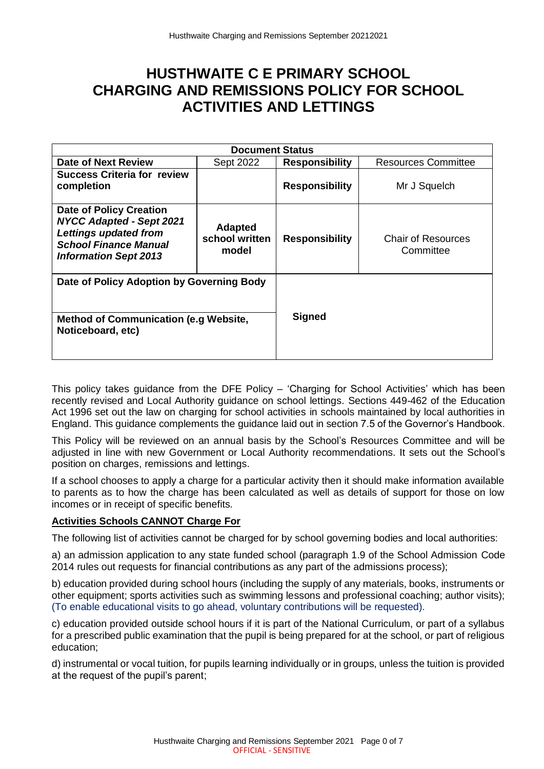# HUSTHWAITE C E PRIMARY SCHOOL
# CHARGING AND REMISSIONS POLICY FOR SCHOOL ACTIVITIES AND LETTINGS

| Document Status | | | |
|---|---|---|---|
| **Date of Next Review** | Sept 2022 | **Responsibility** | Resources Committee |
| **Success Criteria for review completion** | | **Responsibility** | Mr J Squelch |
| **Date of Policy Creation** ***NYCC Adapted - Sept 2021 Lettings updated from School Finance Manual Information Sept 2013*** | **Adapted school written model** | **Responsibility** | Chair of Resources Committee |
| **Date of Policy Adoption by Governing Body** | | **Signed** | |
| **Method of Communication (e.g Website, Noticeboard, etc)** | | | |

This policy takes guidance from the DFE Policy – 'Charging for School Activities' which has been recently revised and Local Authority guidance on school lettings. Sections 449-462 of the Education Act 1996 set out the law on charging for school activities in schools maintained by local authorities in England. This guidance complements the guidance laid out in section 7.5 of the Governor's Handbook.

This Policy will be reviewed on an annual basis by the School's Resources Committee and will be adjusted in line with new Government or Local Authority recommendations. It sets out the School's position on charges, remissions and lettings.

If a school chooses to apply a charge for a particular activity then it should make information available to parents as to how the charge has been calculated as well as details of support for those on low incomes or in receipt of specific benefits.

**Activities Schools CANNOT Charge For**

The following list of activities cannot be charged for by school governing bodies and local authorities:

a) an admission application to any state funded school (paragraph 1.9 of the School Admission Code 2014 rules out requests for financial contributions as any part of the admissions process);

b) education provided during school hours (including the supply of any materials, books, instruments or other equipment; sports activities such as swimming lessons and professional coaching; author visits); (To enable educational visits to go ahead, voluntary contributions will be requested).

c) education provided outside school hours if it is part of the National Curriculum, or part of a syllabus for a prescribed public examination that the pupil is being prepared for at the school, or part of religious education;

d) instrumental or vocal tuition, for pupils learning individually or in groups, unless the tuition is provided at the request of the pupil's parent;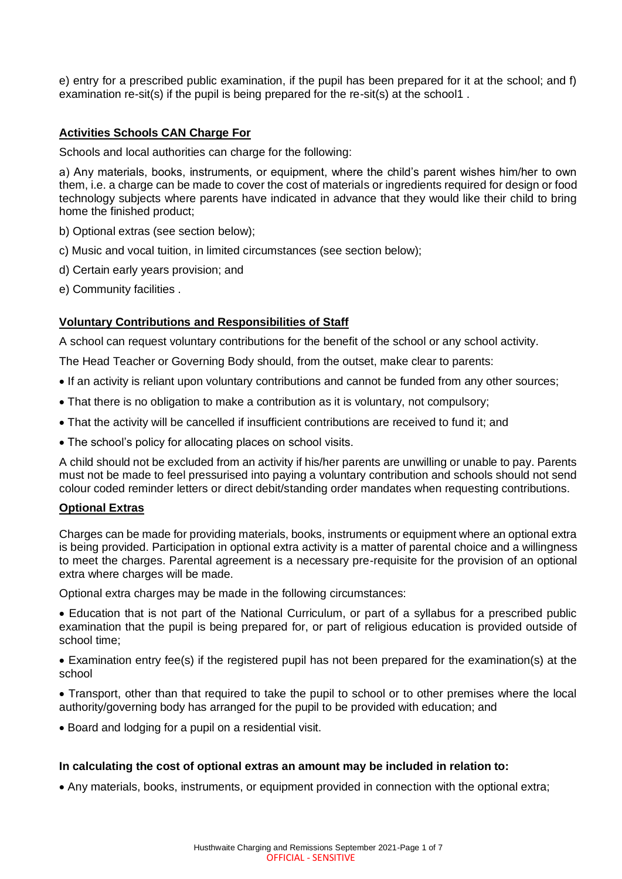e) entry for a prescribed public examination, if the pupil has been prepared for it at the school; and f) examination re-sit(s) if the pupil is being prepared for the re-sit(s) at the school1 .

**Activities Schools CAN Charge For**

Schools and local authorities can charge for the following:

a) Any materials, books, instruments, or equipment, where the child's parent wishes him/her to own them, i.e. a charge can be made to cover the cost of materials or ingredients required for design or food technology subjects where parents have indicated in advance that they would like their child to bring home the finished product;

b) Optional extras (see section below);

c) Music and vocal tuition, in limited circumstances (see section below);

d) Certain early years provision; and

e) Community facilities .

**Voluntary Contributions and Responsibilities of Staff**

A school can request voluntary contributions for the benefit of the school or any school activity.

The Head Teacher or Governing Body should, from the outset, make clear to parents:

- If an activity is reliant upon voluntary contributions and cannot be funded from any other sources;
- That there is no obligation to make a contribution as it is voluntary, not compulsory;
- That the activity will be cancelled if insufficient contributions are received to fund it; and
- The school's policy for allocating places on school visits.

A child should not be excluded from an activity if his/her parents are unwilling or unable to pay. Parents must not be made to feel pressurised into paying a voluntary contribution and schools should not send colour coded reminder letters or direct debit/standing order mandates when requesting contributions.

**Optional Extras**

Charges can be made for providing materials, books, instruments or equipment where an optional extra is being provided. Participation in optional extra activity is a matter of parental choice and a willingness to meet the charges. Parental agreement is a necessary pre-requisite for the provision of an optional extra where charges will be made.

Optional extra charges may be made in the following circumstances:

- Education that is not part of the National Curriculum, or part of a syllabus for a prescribed public examination that the pupil is being prepared for, or part of religious education is provided outside of school time;
- Examination entry fee(s) if the registered pupil has not been prepared for the examination(s) at the school
- Transport, other than that required to take the pupil to school or to other premises where the local authority/governing body has arranged for the pupil to be provided with education; and
- Board and lodging for a pupil on a residential visit.

**In calculating the cost of optional extras an amount may be included in relation to:**

- Any materials, books, instruments, or equipment provided in connection with the optional extra;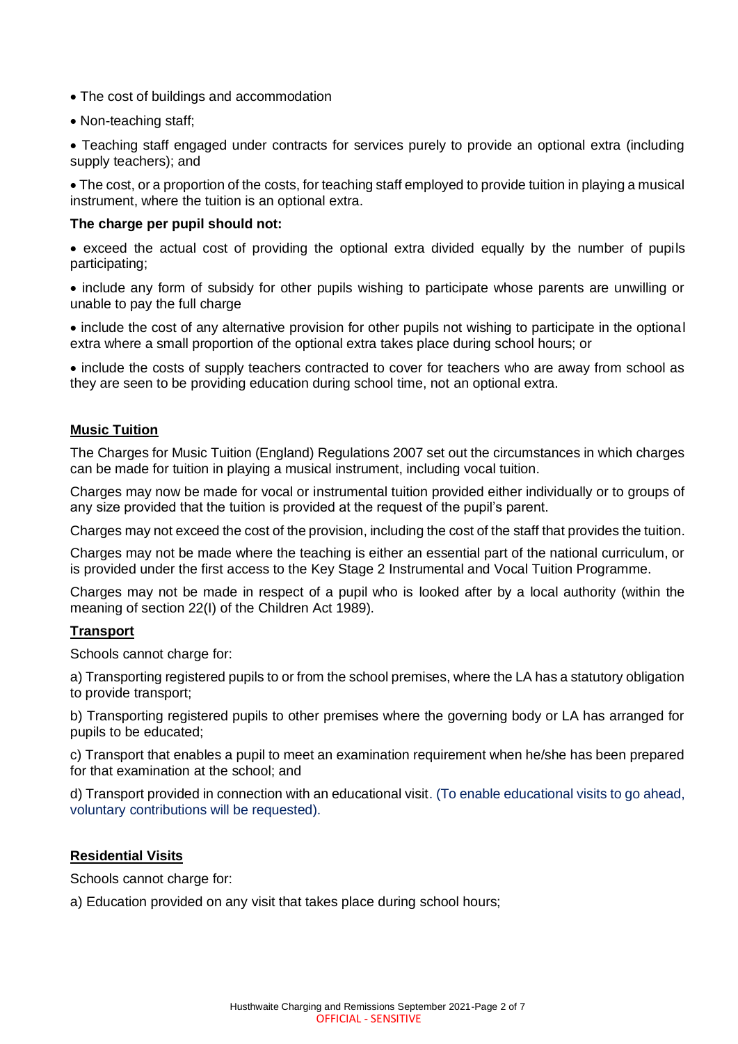- The cost of buildings and accommodation
- Non-teaching staff;
- Teaching staff engaged under contracts for services purely to provide an optional extra (including supply teachers); and
- The cost, or a proportion of the costs, for teaching staff employed to provide tuition in playing a musical instrument, where the tuition is an optional extra.

**The charge per pupil should not:**

- exceed the actual cost of providing the optional extra divided equally by the number of pupils participating;
- include any form of subsidy for other pupils wishing to participate whose parents are unwilling or unable to pay the full charge
- include the cost of any alternative provision for other pupils not wishing to participate in the optional extra where a small proportion of the optional extra takes place during school hours; or
- include the costs of supply teachers contracted to cover for teachers who are away from school as they are seen to be providing education during school time, not an optional extra.

**Music Tuition**

The Charges for Music Tuition (England) Regulations 2007 set out the circumstances in which charges can be made for tuition in playing a musical instrument, including vocal tuition.

Charges may now be made for vocal or instrumental tuition provided either individually or to groups of any size provided that the tuition is provided at the request of the pupil's parent.

Charges may not exceed the cost of the provision, including the cost of the staff that provides the tuition.

Charges may not be made where the teaching is either an essential part of the national curriculum, or is provided under the first access to the Key Stage 2 Instrumental and Vocal Tuition Programme.

Charges may not be made in respect of a pupil who is looked after by a local authority (within the meaning of section 22(I) of the Children Act 1989).

**Transport**

Schools cannot charge for:

a) Transporting registered pupils to or from the school premises, where the LA has a statutory obligation to provide transport;

b) Transporting registered pupils to other premises where the governing body or LA has arranged for pupils to be educated;

c) Transport that enables a pupil to meet an examination requirement when he/she has been prepared for that examination at the school; and

d) Transport provided in connection with an educational visit. (To enable educational visits to go ahead, voluntary contributions will be requested).

**Residential Visits**

Schools cannot charge for:

a) Education provided on any visit that takes place during school hours;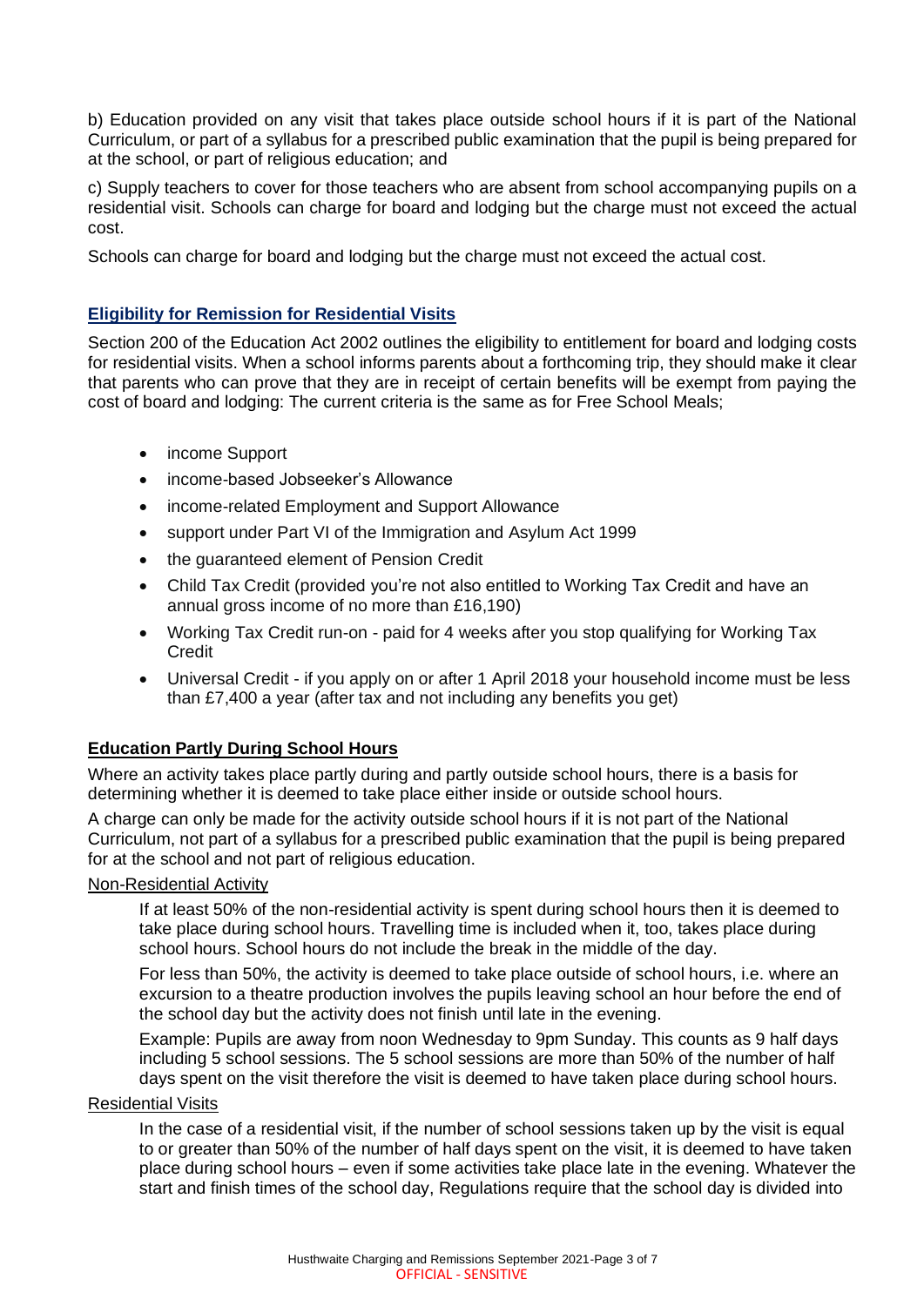b) Education provided on any visit that takes place outside school hours if it is part of the National Curriculum, or part of a syllabus for a prescribed public examination that the pupil is being prepared for at the school, or part of religious education; and

c) Supply teachers to cover for those teachers who are absent from school accompanying pupils on a residential visit. Schools can charge for board and lodging but the charge must not exceed the actual cost.

Schools can charge for board and lodging but the charge must not exceed the actual cost.

## Eligibility for Remission for Residential Visits

Section 200 of the Education Act 2002 outlines the eligibility to entitlement for board and lodging costs for residential visits. When a school informs parents about a forthcoming trip, they should make it clear that parents who can prove that they are in receipt of certain benefits will be exempt from paying the cost of board and lodging: The current criteria is the same as for Free School Meals;

- income Support
- income-based Jobseeker's Allowance
- income-related Employment and Support Allowance
- support under Part VI of the Immigration and Asylum Act 1999
- the guaranteed element of Pension Credit
- Child Tax Credit (provided you're not also entitled to Working Tax Credit and have an annual gross income of no more than £16,190)
- Working Tax Credit run-on - paid for 4 weeks after you stop qualifying for Working Tax Credit
- Universal Credit - if you apply on or after 1 April 2018 your household income must be less than £7,400 a year (after tax and not including any benefits you get)

## Education Partly During School Hours

Where an activity takes place partly during and partly outside school hours, there is a basis for determining whether it is deemed to take place either inside or outside school hours.

A charge can only be made for the activity outside school hours if it is not part of the National Curriculum, not part of a syllabus for a prescribed public examination that the pupil is being prepared for at the school and not part of religious education.

### Non-Residential Activity

If at least 50% of the non-residential activity is spent during school hours then it is deemed to take place during school hours. Travelling time is included when it, too, takes place during school hours. School hours do not include the break in the middle of the day.

For less than 50%, the activity is deemed to take place outside of school hours, i.e. where an excursion to a theatre production involves the pupils leaving school an hour before the end of the school day but the activity does not finish until late in the evening.

Example: Pupils are away from noon Wednesday to 9pm Sunday. This counts as 9 half days including 5 school sessions. The 5 school sessions are more than 50% of the number of half days spent on the visit therefore the visit is deemed to have taken place during school hours.

### Residential Visits

In the case of a residential visit, if the number of school sessions taken up by the visit is equal to or greater than 50% of the number of half days spent on the visit, it is deemed to have taken place during school hours – even if some activities take place late in the evening. Whatever the start and finish times of the school day, Regulations require that the school day is divided into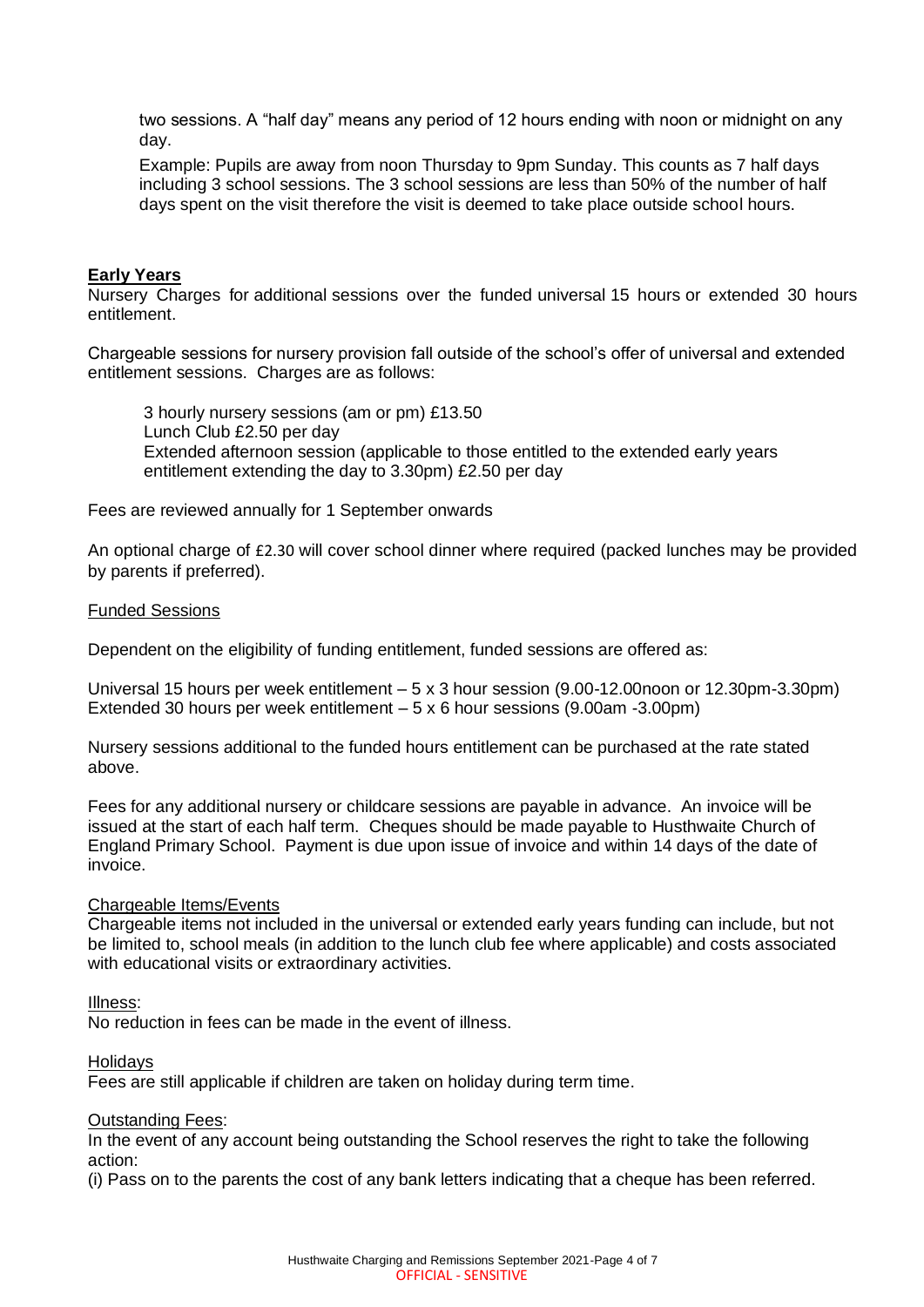two sessions. A "half day" means any period of 12 hours ending with noon or midnight on any day.

Example: Pupils are away from noon Thursday to 9pm Sunday. This counts as 7 half days including 3 school sessions. The 3 school sessions are less than 50% of the number of half days spent on the visit therefore the visit is deemed to take place outside school hours.

## Early Years

Nursery Charges for additional sessions over the funded universal 15 hours or extended 30 hours entitlement.

Chargeable sessions for nursery provision fall outside of the school's offer of universal and extended entitlement sessions. Charges are as follows:

3 hourly nursery sessions (am or pm) £13.50
Lunch Club £2.50 per day
Extended afternoon session (applicable to those entitled to the extended early years entitlement extending the day to 3.30pm) £2.50 per day

Fees are reviewed annually for 1 September onwards

An optional charge of £2.30 will cover school dinner where required (packed lunches may be provided by parents if preferred).

### Funded Sessions

Dependent on the eligibility of funding entitlement, funded sessions are offered as:

Universal 15 hours per week entitlement – 5 x 3 hour session (9.00-12.00noon or 12.30pm-3.30pm)
Extended 30 hours per week entitlement – 5 x 6 hour sessions (9.00am -3.00pm)

Nursery sessions additional to the funded hours entitlement can be purchased at the rate stated above.

Fees for any additional nursery or childcare sessions are payable in advance. An invoice will be issued at the start of each half term. Cheques should be made payable to Husthwaite Church of England Primary School. Payment is due upon issue of invoice and within 14 days of the date of invoice.

### Chargeable Items/Events

Chargeable items not included in the universal or extended early years funding can include, but not be limited to, school meals (in addition to the lunch club fee where applicable) and costs associated with educational visits or extraordinary activities.

### Illness:

No reduction in fees can be made in the event of illness.

### Holidays

Fees are still applicable if children are taken on holiday during term time.

### Outstanding Fees:

In the event of any account being outstanding the School reserves the right to take the following action:

(i) Pass on to the parents the cost of any bank letters indicating that a cheque has been referred.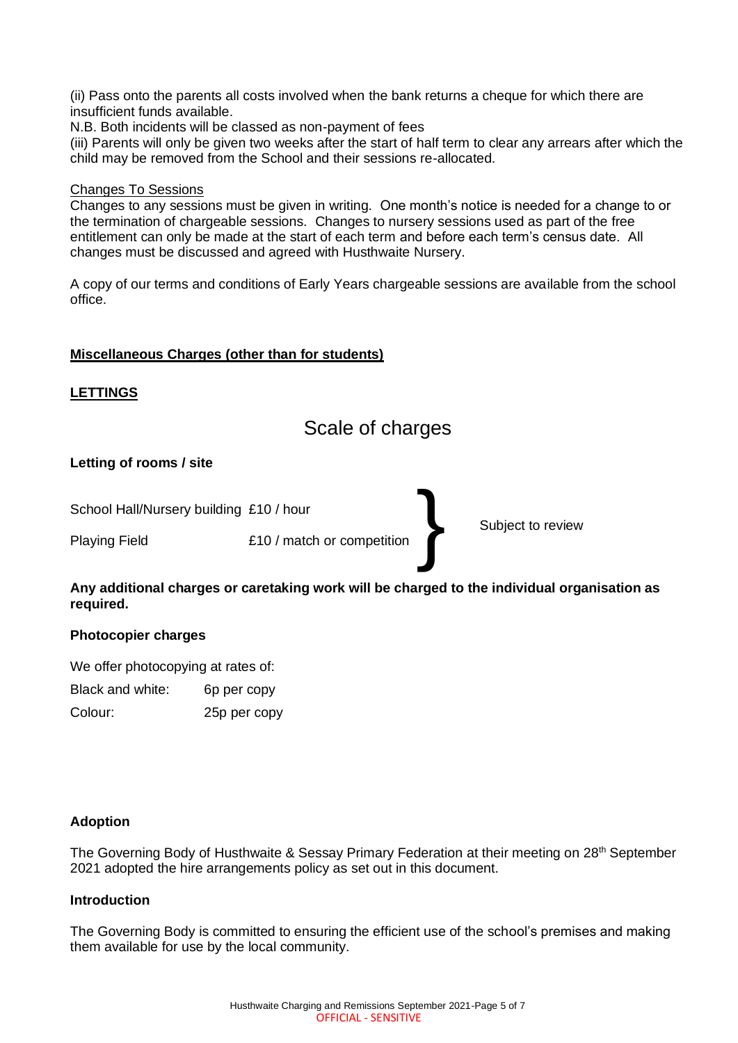(ii) Pass onto the parents all costs involved when the bank returns a cheque for which there are insufficient funds available.

N.B. Both incidents will be classed as non-payment of fees

(iii) Parents will only be given two weeks after the start of half term to clear any arrears after which the child may be removed from the School and their sessions re-allocated.

Changes To Sessions

Changes to any sessions must be given in writing. One month's notice is needed for a change to or the termination of chargeable sessions. Changes to nursery sessions used as part of the free entitlement can only be made at the start of each term and before each term's census date. All changes must be discussed and agreed with Husthwaite Nursery.

A copy of our terms and conditions of Early Years chargeable sessions are available from the school office.

**Miscellaneous Charges (other than for students)**

**LETTINGS**

## Scale of charges

**Letting of rooms / site**

| | | |
|---|---|---|
| School Hall/Nursery building | £10 / hour | Subject to review |
| Playing Field | £10 / match or competition | |

**Any additional charges or caretaking work will be charged to the individual organisation as required.**

**Photocopier charges**

We offer photocopying at rates of:

| | |
|---|---|
| Black and white: | 6p per copy |
| Colour: | 25p per copy |

**Adoption**

The Governing Body of Husthwaite & Sessay Primary Federation at their meeting on 28th September 2021 adopted the hire arrangements policy as set out in this document.

**Introduction**

The Governing Body is committed to ensuring the efficient use of the school's premises and making them available for use by the local community.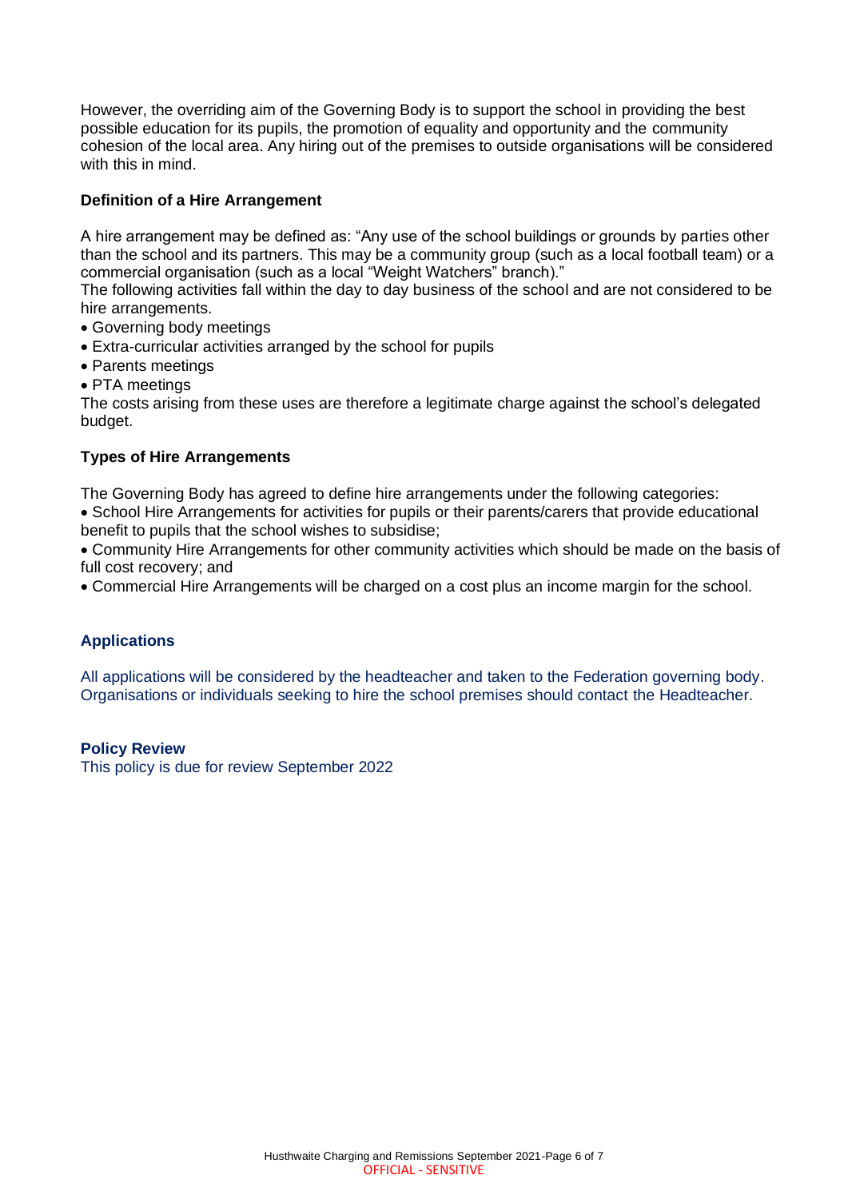However, the overriding aim of the Governing Body is to support the school in providing the best possible education for its pupils, the promotion of equality and opportunity and the community cohesion of the local area. Any hiring out of the premises to outside organisations will be considered with this in mind.

**Definition of a Hire Arrangement**

A hire arrangement may be defined as: "Any use of the school buildings or grounds by parties other than the school and its partners. This may be a community group (such as a local football team) or a commercial organisation (such as a local "Weight Watchers" branch)."
The following activities fall within the day to day business of the school and are not considered to be hire arrangements.

- Governing body meetings
- Extra-curricular activities arranged by the school for pupils
- Parents meetings
- PTA meetings

The costs arising from these uses are therefore a legitimate charge against the school's delegated budget.

**Types of Hire Arrangements**

The Governing Body has agreed to define hire arrangements under the following categories:

- School Hire Arrangements for activities for pupils or their parents/carers that provide educational benefit to pupils that the school wishes to subsidise;
- Community Hire Arrangements for other community activities which should be made on the basis of full cost recovery; and
- Commercial Hire Arrangements will be charged on a cost plus an income margin for the school.

**Applications**

All applications will be considered by the headteacher and taken to the Federation governing body. Organisations or individuals seeking to hire the school premises should contact the Headteacher.

**Policy Review**
This policy is due for review September 2022